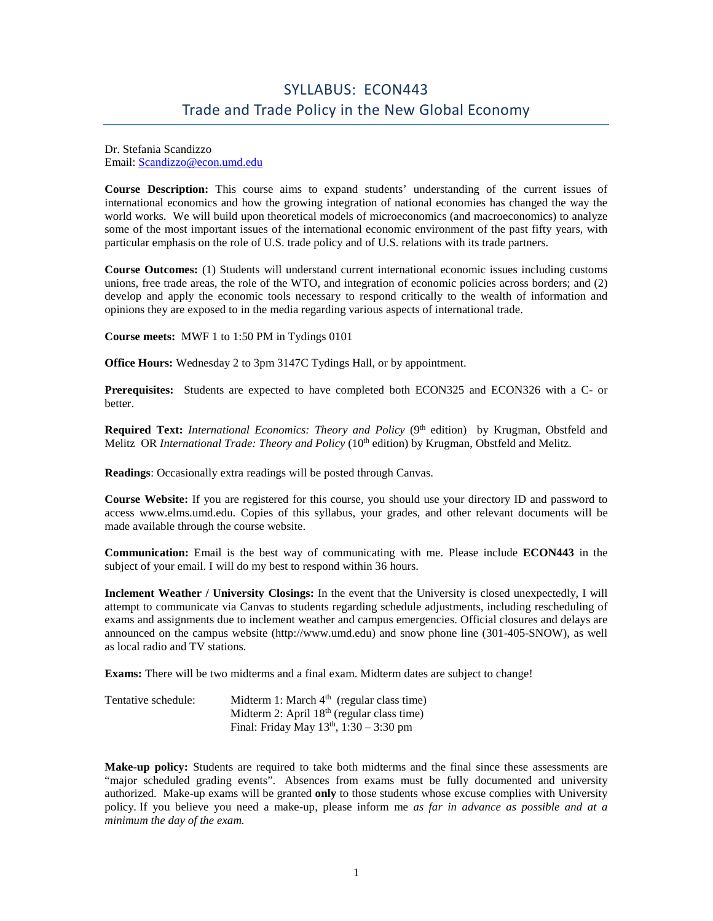# SYLLABUS: ECON443
## Trade and Trade Policy in the New Global Economy

Dr. Stefania Scandizzo
Email: Scandizzo@econ.umd.edu

**Course Description:** This course aims to expand students' understanding of the current issues of international economics and how the growing integration of national economies has changed the way the world works. We will build upon theoretical models of microeconomics (and macroeconomics) to analyze some of the most important issues of the international economic environment of the past fifty years, with particular emphasis on the role of U.S. trade policy and of U.S. relations with its trade partners.

**Course Outcomes:** (1) Students will understand current international economic issues including customs unions, free trade areas, the role of the WTO, and integration of economic policies across borders; and (2) develop and apply the economic tools necessary to respond critically to the wealth of information and opinions they are exposed to in the media regarding various aspects of international trade.

**Course meets:** MWF 1 to 1:50 PM in Tydings 0101

**Office Hours:** Wednesday 2 to 3pm 3147C Tydings Hall, or by appointment.

**Prerequisites:** Students are expected to have completed both ECON325 and ECON326 with a C- or better.

**Required Text:** *International Economics: Theory and Policy* (9th edition) by Krugman, Obstfeld and Melitz OR *International Trade: Theory and Policy* (10th edition) by Krugman, Obstfeld and Melitz.

**Readings**: Occasionally extra readings will be posted through Canvas.

**Course Website:** If you are registered for this course, you should use your directory ID and password to access www.elms.umd.edu. Copies of this syllabus, your grades, and other relevant documents will be made available through the course website.

**Communication:** Email is the best way of communicating with me. Please include **ECON443** in the subject of your email. I will do my best to respond within 36 hours.

**Inclement Weather / University Closings:** In the event that the University is closed unexpectedly, I will attempt to communicate via Canvas to students regarding schedule adjustments, including rescheduling of exams and assignments due to inclement weather and campus emergencies. Official closures and delays are announced on the campus website (http://www.umd.edu) and snow phone line (301-405-SNOW), as well as local radio and TV stations.

**Exams:** There will be two midterms and a final exam. Midterm dates are subject to change!

Tentative schedule:
- Midterm 1: March 4th (regular class time)
- Midterm 2: April 18th (regular class time)
- Final: Friday May 13th, 1:30 – 3:30 pm

**Make-up policy:** Students are required to take both midterms and the final since these assessments are "major scheduled grading events". Absences from exams must be fully documented and university authorized. Make-up exams will be granted **only** to those students whose excuse complies with University policy. If you believe you need a make-up, please inform me *as far in advance as possible and at a minimum the day of the exam.*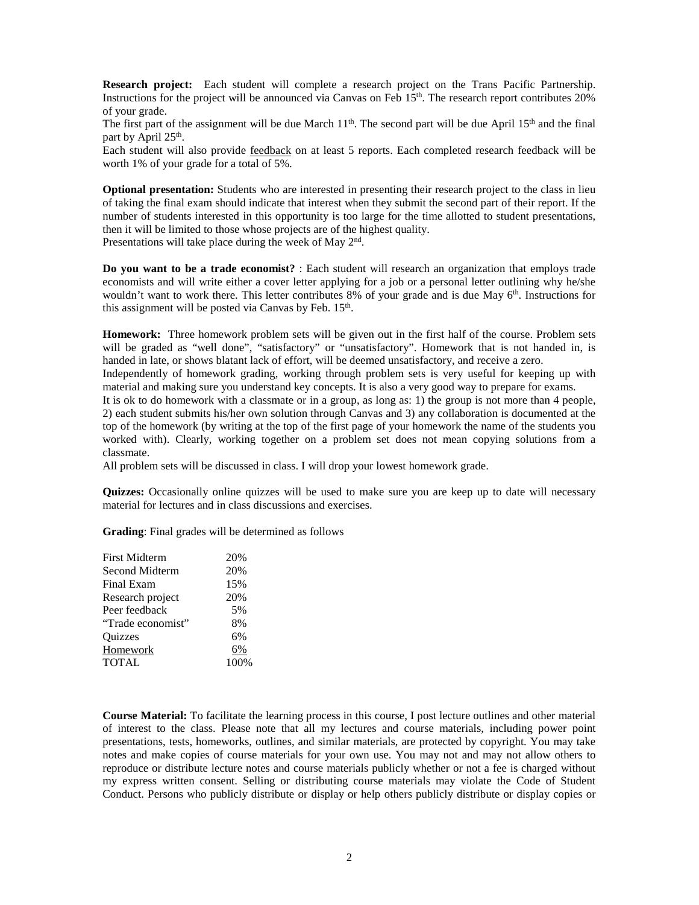**Research project:** Each student will complete a research project on the Trans Pacific Partnership. Instructions for the project will be announced via Canvas on Feb 15th. The research report contributes 20% of your grade.
The first part of the assignment will be due March 11th. The second part will be due April 15th and the final part by April 25th.
Each student will also provide feedback on at least 5 reports. Each completed research feedback will be worth 1% of your grade for a total of 5%.

**Optional presentation:** Students who are interested in presenting their research project to the class in lieu of taking the final exam should indicate that interest when they submit the second part of their report. If the number of students interested in this opportunity is too large for the time allotted to student presentations, then it will be limited to those whose projects are of the highest quality.
Presentations will take place during the week of May 2nd.

**Do you want to be a trade economist?** : Each student will research an organization that employs trade economists and will write either a cover letter applying for a job or a personal letter outlining why he/she wouldn't want to work there. This letter contributes 8% of your grade and is due May 6th. Instructions for this assignment will be posted via Canvas by Feb. 15th.

**Homework:** Three homework problem sets will be given out in the first half of the course. Problem sets will be graded as "well done", "satisfactory" or "unsatisfactory". Homework that is not handed in, is handed in late, or shows blatant lack of effort, will be deemed unsatisfactory, and receive a zero.
Independently of homework grading, working through problem sets is very useful for keeping up with material and making sure you understand key concepts. It is also a very good way to prepare for exams.
It is ok to do homework with a classmate or in a group, as long as: 1) the group is not more than 4 people, 2) each student submits his/her own solution through Canvas and 3) any collaboration is documented at the top of the homework (by writing at the top of the first page of your homework the name of the students you worked with). Clearly, working together on a problem set does not mean copying solutions from a classmate.
All problem sets will be discussed in class. I will drop your lowest homework grade.

**Quizzes:** Occasionally online quizzes will be used to make sure you are keep up to date will necessary material for lectures and in class discussions and exercises.

**Grading**: Final grades will be determined as follows

| | |
|---|---|
| First Midterm | 20% |
| Second Midterm | 20% |
| Final Exam | 15% |
| Research project | 20% |
| Peer feedback | 5% |
| "Trade economist" | 8% |
| Quizzes | 6% |
| Homework | 6% |
| TOTAL | 100% |

**Course Material:** To facilitate the learning process in this course, I post lecture outlines and other material of interest to the class. Please note that all my lectures and course materials, including power point presentations, tests, homeworks, outlines, and similar materials, are protected by copyright. You may take notes and make copies of course materials for your own use. You may not and may not allow others to reproduce or distribute lecture notes and course materials publicly whether or not a fee is charged without my express written consent. Selling or distributing course materials may violate the Code of Student Conduct. Persons who publicly distribute or display or help others publicly distribute or display copies or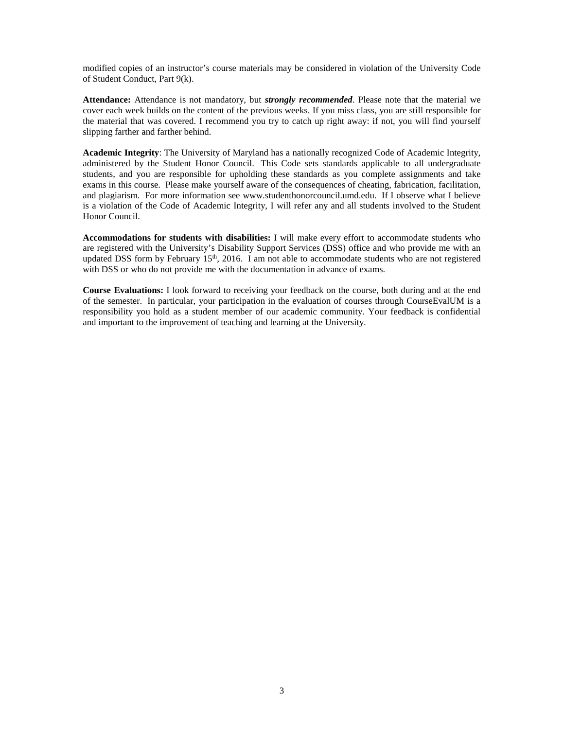modified copies of an instructor's course materials may be considered in violation of the University Code of Student Conduct, Part 9(k).

**Attendance:** Attendance is not mandatory, but ***strongly recommended***. Please note that the material we cover each week builds on the content of the previous weeks. If you miss class, you are still responsible for the material that was covered. I recommend you try to catch up right away: if not, you will find yourself slipping farther and farther behind.

**Academic Integrity**: The University of Maryland has a nationally recognized Code of Academic Integrity, administered by the Student Honor Council. This Code sets standards applicable to all undergraduate students, and you are responsible for upholding these standards as you complete assignments and take exams in this course. Please make yourself aware of the consequences of cheating, fabrication, facilitation, and plagiarism. For more information see www.studenthonorcouncil.umd.edu. If I observe what I believe is a violation of the Code of Academic Integrity, I will refer any and all students involved to the Student Honor Council.

**Accommodations for students with disabilities:** I will make every effort to accommodate students who are registered with the University's Disability Support Services (DSS) office and who provide me with an updated DSS form by February 15th, 2016. I am not able to accommodate students who are not registered with DSS or who do not provide me with the documentation in advance of exams.

**Course Evaluations:** I look forward to receiving your feedback on the course, both during and at the end of the semester. In particular, your participation in the evaluation of courses through CourseEvalUM is a responsibility you hold as a student member of our academic community. Your feedback is confidential and important to the improvement of teaching and learning at the University.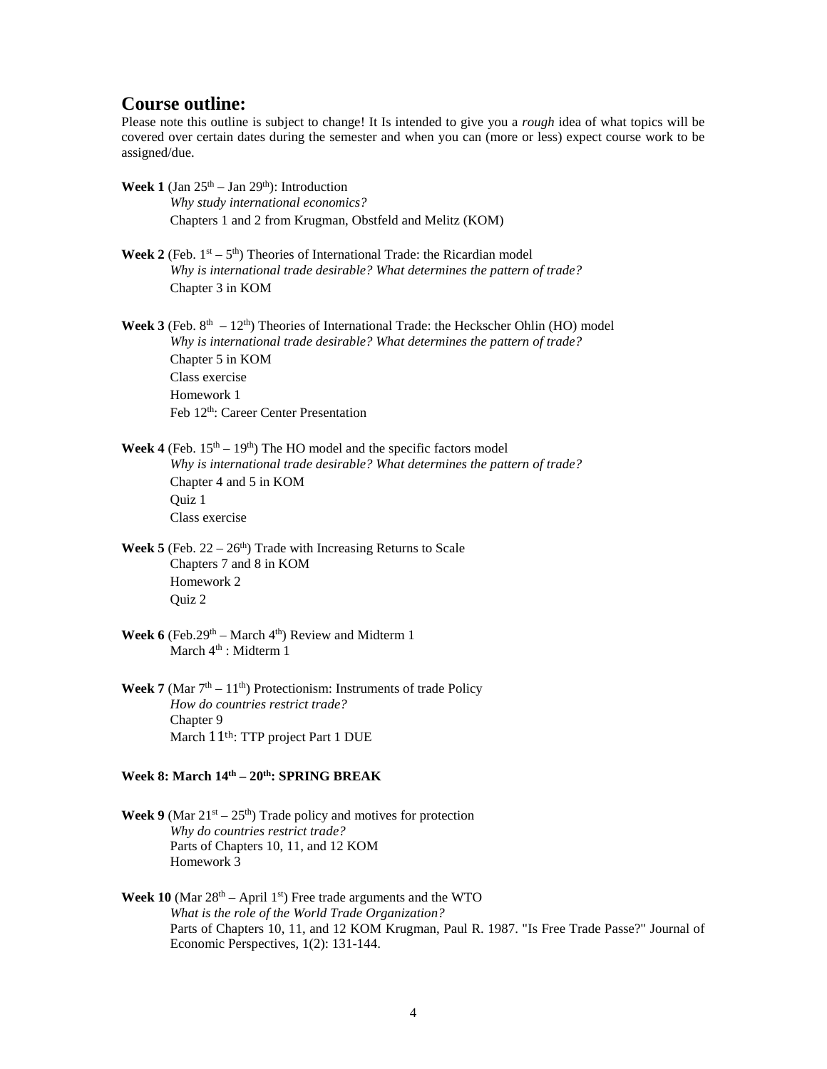## Course outline:

Please note this outline is subject to change! It Is intended to give you a *rough* idea of what topics will be covered over certain dates during the semester and when you can (more or less) expect course work to be assigned/due.

**Week 1** (Jan 25th – Jan 29th): Introduction
*Why study international economics?*
Chapters 1 and 2 from Krugman, Obstfeld and Melitz (KOM)

**Week 2** (Feb. 1st – 5th) Theories of International Trade: the Ricardian model
*Why is international trade desirable? What determines the pattern of trade?*
Chapter 3 in KOM

**Week 3** (Feb. 8th – 12th) Theories of International Trade: the Heckscher Ohlin (HO) model
*Why is international trade desirable? What determines the pattern of trade?*
Chapter 5 in KOM
Class exercise
Homework 1
Feb 12th: Career Center Presentation

**Week 4** (Feb. 15th – 19th) The HO model and the specific factors model
*Why is international trade desirable? What determines the pattern of trade?*
Chapter 4 and 5 in KOM
Quiz 1
Class exercise

**Week 5** (Feb. 22 – 26th) Trade with Increasing Returns to Scale
Chapters 7 and 8 in KOM
Homework 2
Quiz 2

**Week 6** (Feb.29th – March 4th) Review and Midterm 1
March 4th : Midterm 1

**Week 7** (Mar 7th – 11th) Protectionism: Instruments of trade Policy
*How do countries restrict trade?*
Chapter 9
March 11th: TTP project Part 1 DUE

**Week 8: March 14th – 20th: SPRING BREAK**

**Week 9** (Mar 21st – 25th) Trade policy and motives for protection
*Why do countries restrict trade?*
Parts of Chapters 10, 11, and 12 KOM
Homework 3

**Week 10** (Mar 28th – April 1st) Free trade arguments and the WTO
*What is the role of the World Trade Organization?*
Parts of Chapters 10, 11, and 12 KOM Krugman, Paul R. 1987. "Is Free Trade Passe?" Journal of Economic Perspectives, 1(2): 131-144.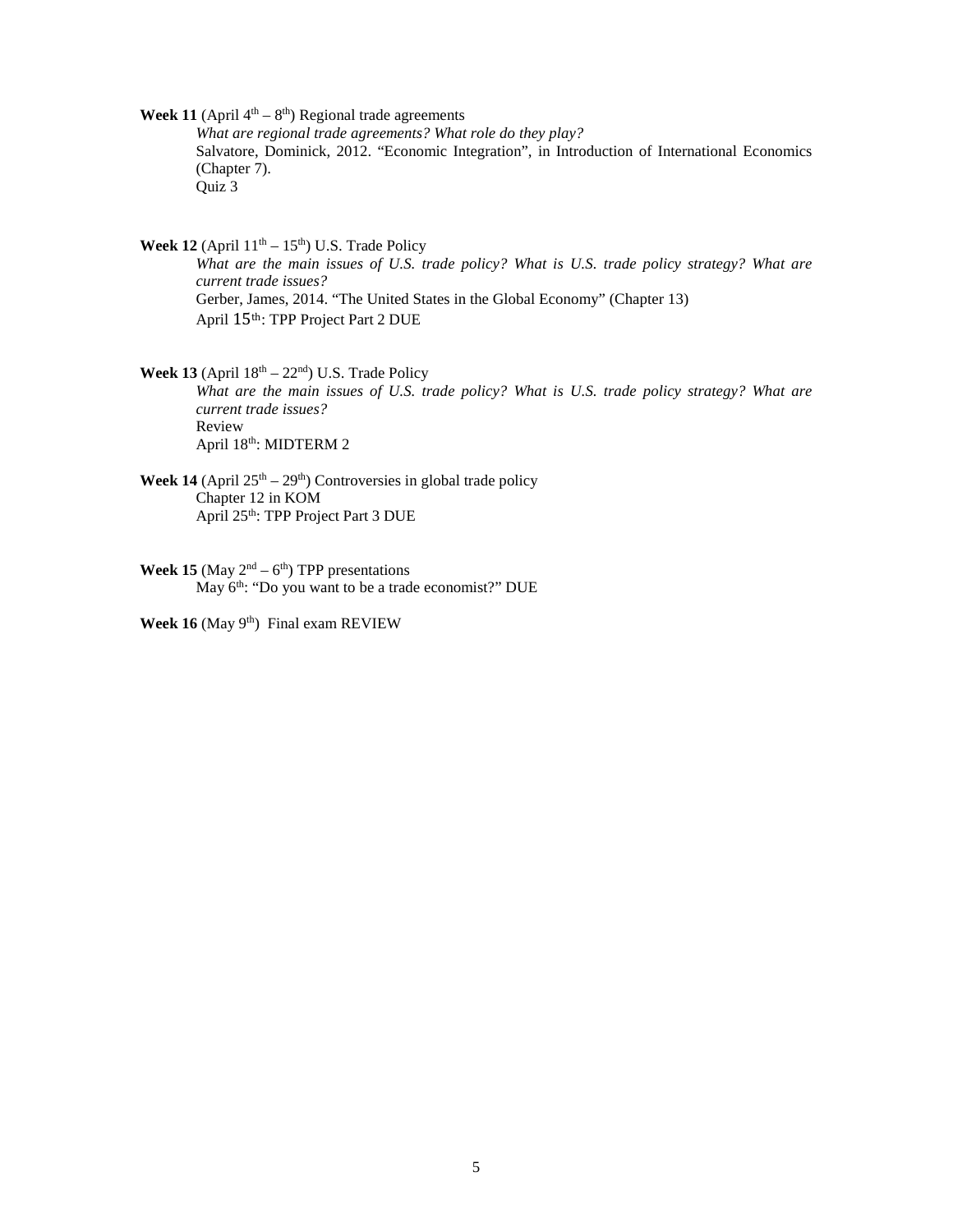**Week 11** (April 4th – 8th) Regional trade agreements

*What are regional trade agreements? What role do they play?*
Salvatore, Dominick, 2012. "Economic Integration", in Introduction of International Economics (Chapter 7).
Quiz 3

**Week 12** (April 11th – 15th) U.S. Trade Policy

*What are the main issues of U.S. trade policy? What is U.S. trade policy strategy? What are current trade issues?*
Gerber, James, 2014. "The United States in the Global Economy" (Chapter 13)
April 15th: TPP Project Part 2 DUE

**Week 13** (April 18th – 22nd) U.S. Trade Policy

*What are the main issues of U.S. trade policy? What is U.S. trade policy strategy? What are current trade issues?*
Review
April 18th: MIDTERM 2

**Week 14** (April 25th – 29th) Controversies in global trade policy

Chapter 12 in KOM
April 25th: TPP Project Part 3 DUE

**Week 15** (May 2nd – 6th) TPP presentations

May 6th: "Do you want to be a trade economist?" DUE

**Week 16** (May 9th) Final exam REVIEW